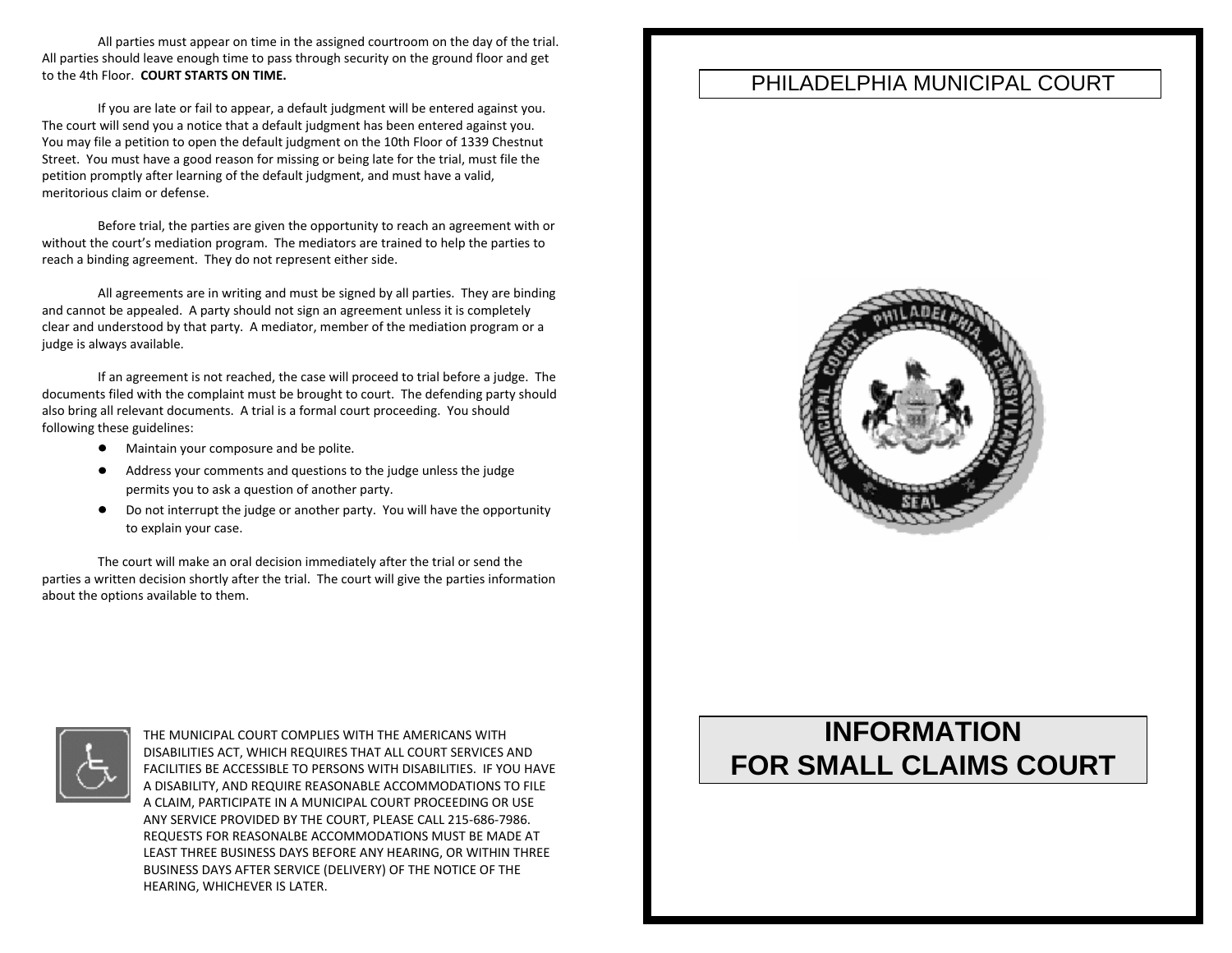All parties must appear on time in the assigned courtroom on the day of the trial. All parties should leave enough time to pass through security on the ground floor and get to the 4th Floor. **COURT STARTS ON TIME.**

If you are late or fail to appear, a default judgment will be entered against you. The court will send you a notice that a default judgment has been entered against you. You may file a petition to open the default judgment on the 10th Floor of 1339 Chestnut Street. You must have a good reason for missing or being late for the trial, must file the petition promptly after learning of the default judgment, and must have a valid, meritorious claim or defense.

Before trial, the parties are given the opportunity to reach an agreement with or without the court's mediation program. The mediators are trained to help the parties to reach a binding agreement. They do not represent either side.

All agreements are in writing and must be signed by all parties. They are binding and cannot be appealed. A party should not sign an agreement unless it is completely clear and understood by that party. A mediator, member of the mediation program or a judge is always available.

If an agreement is not reached, the case will proceed to trial before a judge. The documents filed with the complaint must be brought to court. The defending party should also bring all relevant documents. A trial is a formal court proceeding. You should following these guidelines:

- Maintain your composure and be polite.
- Address your comments and questions to the judge unless the judge permits you to ask a question of another party.
- Do not interrupt the judge or another party. You will have the opportunity to explain your case.

The court will make an oral decision immediately after the trial or send the parties a written decision shortly after the trial. The court will give the parties information about the options available to them.

THE MUNICIPAL COURT COMPLIES WITH THE AMERICANS WITH DISABILITIES ACT, WHICH REQUIRES THAT ALL COURT SERVICES AND FACILITIES BE ACCESSIBLE TO PERSONS WITH DISABILITIES. IF YOU HAVE A DISABILITY, AND REQUIRE REASONABLE ACCOMMODATIONS TO FILE A CLAIM, PARTICIPATE IN A MUNICIPAL COURT PROCEEDING OR USE ANY SERVICE PROVIDED BY THE COURT, PLEASE CALL 215-686-7986. REQUESTS FOR REASONALBE ACCOMMODATIONS MUST BE MADE AT LEAST THREE BUSINESS DAYS BEFORE ANY HEARING, OR WITHIN THREE BUSINESS DAYS AFTER SERVICE (DELIVERY) OF THE NOTICE OF THE HEARING, WHICHEVER IS LATER.

PHILADELPHIA MUNICIPAL COURT

# INFORMATION FOR SMALL CLAIMS COURT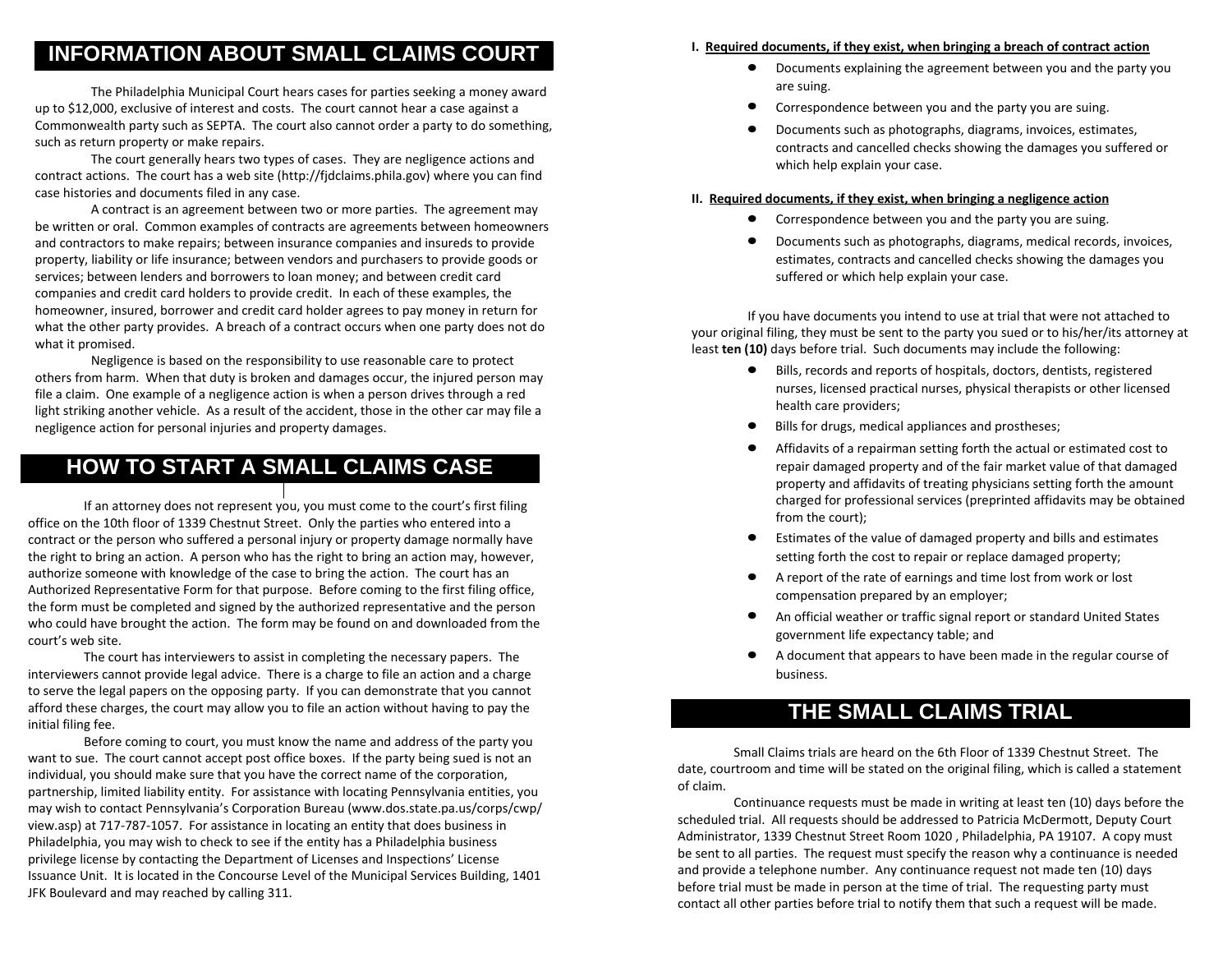# INFORMATION ABOUT SMALL CLAIMS COURT

The Philadelphia Municipal Court hears cases for parties seeking a money award up to $12,000, exclusive of interest and costs. The court cannot hear a case against a Commonwealth party such as SEPTA. The court also cannot order a party to do something, such as return property or make repairs.

The court generally hears two types of cases. They are negligence actions and contract actions. The court has a web site (http://fjdclaims.phila.gov) where you can find case histories and documents filed in any case.

A contract is an agreement between two or more parties. The agreement may be written or oral. Common examples of contracts are agreements between homeowners and contractors to make repairs; between insurance companies and insureds to provide property, liability or life insurance; between vendors and purchasers to provide goods or services; between lenders and borrowers to loan money; and between credit card companies and credit card holders to provide credit. In each of these examples, the homeowner, insured, borrower and credit card holder agrees to pay money in return for what the other party provides. A breach of a contract occurs when one party does not do what it promised.

Negligence is based on the responsibility to use reasonable care to protect others from harm. When that duty is broken and damages occur, the injured person may file a claim. One example of a negligence action is when a person drives through a red light striking another vehicle. As a result of the accident, those in the other car may file a negligence action for personal injuries and property damages.

# HOW TO START A SMALL CLAIMS CASE

If an attorney does not represent you, you must come to the court's first filing office on the 10th floor of 1339 Chestnut Street. Only the parties who entered into a contract or the person who suffered a personal injury or property damage normally have the right to bring an action. A person who has the right to bring an action may, however, authorize someone with knowledge of the case to bring the action. The court has an Authorized Representative Form for that purpose. Before coming to the first filing office, the form must be completed and signed by the authorized representative and the person who could have brought the action. The form may be found on and downloaded from the court's web site.

The court has interviewers to assist in completing the necessary papers. The interviewers cannot provide legal advice. There is a charge to file an action and a charge to serve the legal papers on the opposing party. If you can demonstrate that you cannot afford these charges, the court may allow you to file an action without having to pay the initial filing fee.

Before coming to court, you must know the name and address of the party you want to sue. The court cannot accept post office boxes. If the party being sued is not an individual, you should make sure that you have the correct name of the corporation, partnership, limited liability entity. For assistance with locating Pennsylvania entities, you may wish to contact Pennsylvania's Corporation Bureau (www.dos.state.pa.us/corps/cwp/view.asp) at 717-787-1057. For assistance in locating an entity that does business in Philadelphia, you may wish to check to see if the entity has a Philadelphia business privilege license by contacting the Department of Licenses and Inspections' License Issuance Unit. It is located in the Concourse Level of the Municipal Services Building, 1401 JFK Boulevard and may reached by calling 311.

**I. <u>Required documents, if they exist, when bringing a breach of contract action</u>**

- Documents explaining the agreement between you and the party you are suing.
- Correspondence between you and the party you are suing.
- Documents such as photographs, diagrams, invoices, estimates, contracts and cancelled checks showing the damages you suffered or which help explain your case.

**II. <u>Required documents, if they exist, when bringing a negligence action</u>**

- Correspondence between you and the party you are suing.
- Documents such as photographs, diagrams, medical records, invoices, estimates, contracts and cancelled checks showing the damages you suffered or which help explain your case.

If you have documents you intend to use at trial that were not attached to your original filing, they must be sent to the party you sued or to his/her/its attorney at least **ten (10)** days before trial. Such documents may include the following:

- Bills, records and reports of hospitals, doctors, dentists, registered nurses, licensed practical nurses, physical therapists or other licensed health care providers;
- Bills for drugs, medical appliances and prostheses;
- Affidavits of a repairman setting forth the actual or estimated cost to repair damaged property and of the fair market value of that damaged property and affidavits of treating physicians setting forth the amount charged for professional services (preprinted affidavits may be obtained from the court);
- Estimates of the value of damaged property and bills and estimates setting forth the cost to repair or replace damaged property;
- A report of the rate of earnings and time lost from work or lost compensation prepared by an employer;
- An official weather or traffic signal report or standard United States government life expectancy table; and
- A document that appears to have been made in the regular course of business.

# THE SMALL CLAIMS TRIAL

Small Claims trials are heard on the 6th Floor of 1339 Chestnut Street. The date, courtroom and time will be stated on the original filing, which is called a statement of claim.

Continuance requests must be made in writing at least ten (10) days before the scheduled trial. All requests should be addressed to Patricia McDermott, Deputy Court Administrator, 1339 Chestnut Street Room 1020 , Philadelphia, PA 19107. A copy must be sent to all parties. The request must specify the reason why a continuance is needed and provide a telephone number. Any continuance request not made ten (10) days before trial must be made in person at the time of trial. The requesting party must contact all other parties before trial to notify them that such a request will be made.